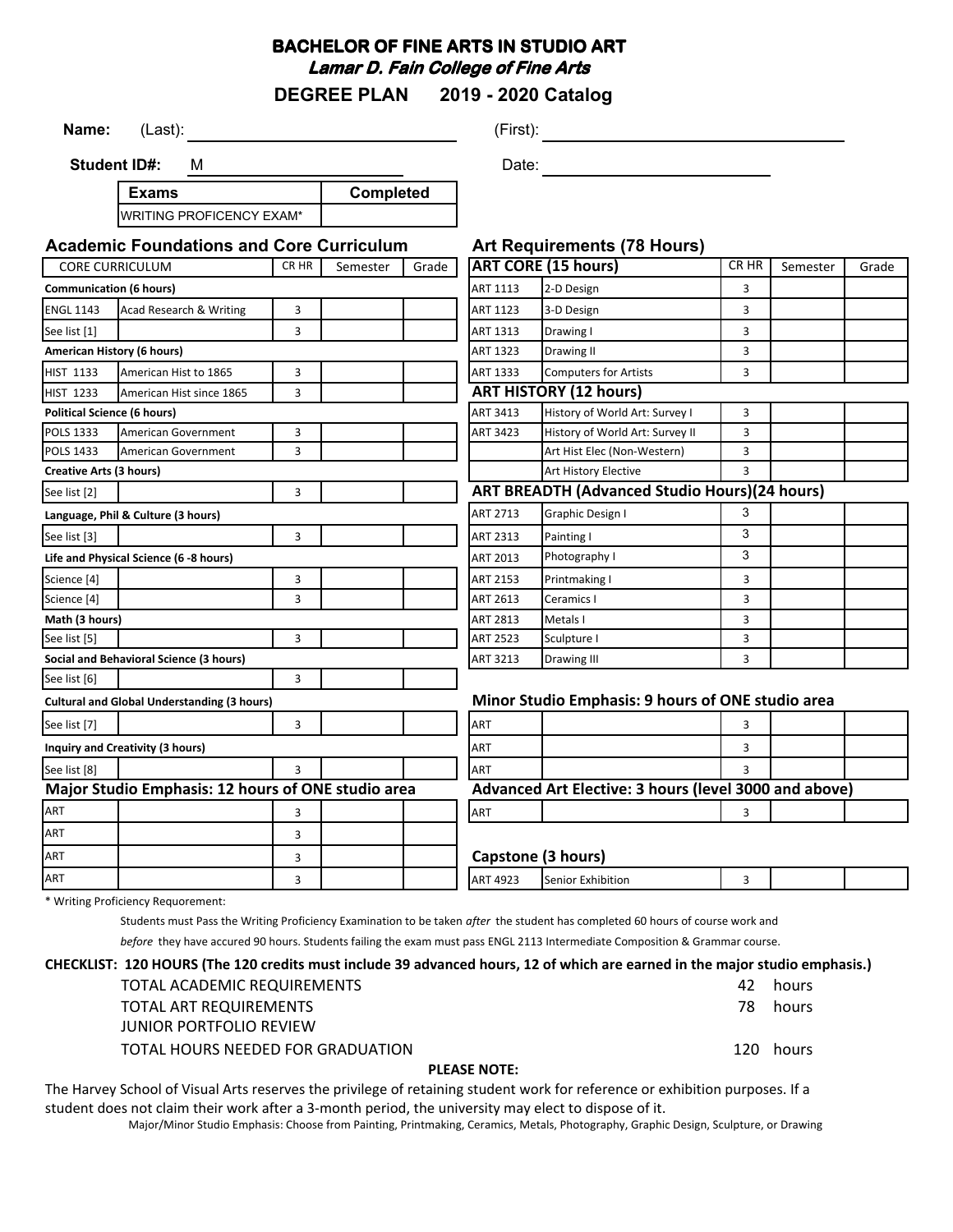# BACHELOR OF FINE ARTS IN STUDIO ART

***Lamar D. Fain College of Fine Arts***

## DEGREE PLAN 2019 - 2020 Catalog

**Name:** (Last): ______________________ (First): ______________________

**Student ID#:** M ______________________ Date: ______________________

| Exams | Completed |
|---|---|
| WRITING PROFICENCY EXAM* | |

### Academic Foundations and Core Curriculum

| CORE CURRICULUM | | CR HR | Semester | Grade |
|---|---|---|---|---|
| **Communication (6 hours)** | | | | |
| ENGL 1143 | Acad Research & Writing | 3 | | |
| See list [1] | | 3 | | |
| **American History (6 hours)** | | | | |
| HIST 1133 | American Hist to 1865 | 3 | | |
| HIST 1233 | American Hist since 1865 | 3 | | |
| **Political Science (6 hours)** | | | | |
| POLS 1333 | American Government | 3 | | |
| POLS 1433 | American Government | 3 | | |
| **Creative Arts (3 hours)** | | | | |
| See list [2] | | 3 | | |
| **Language, Phil & Culture (3 hours)** | | | | |
| See list [3] | | 3 | | |
| **Life and Physical Science (6 -8 hours)** | | | | |
| Science [4] | | 3 | | |
| Science [4] | | 3 | | |
| **Math (3 hours)** | | | | |
| See list [5] | | 3 | | |
| **Social and Behavioral Science (3 hours)** | | | | |
| See list [6] | | 3 | | |
| **Cultural and Global Understanding (3 hours)** | | | | |
| See list [7] | | 3 | | |
| **Inquiry and Creativity (3 hours)** | | | | |
| See list [8] | | 3 | | |

### Major Studio Emphasis: 12 hours of ONE studio area

| | | CR HR | Semester | Grade |
|---|---|---|---|---|
| ART | | 3 | | |
| ART | | 3 | | |
| ART | | 3 | | |
| ART | | 3 | | |

### Art Requirements (78 Hours)

| ART CORE (15 hours) | | CR HR | Semester | Grade |
|---|---|---|---|---|
| ART 1113 | 2-D Design | 3 | | |
| ART 1123 | 3-D Design | 3 | | |
| ART 1313 | Drawing I | 3 | | |
| ART 1323 | Drawing II | 3 | | |
| ART 1333 | Computers for Artists | 3 | | |
| **ART HISTORY (12 hours)** | | | | |
| ART 3413 | History of World Art: Survey I | 3 | | |
| ART 3423 | History of World Art: Survey II | 3 | | |
| | Art Hist Elec (Non-Western) | 3 | | |
| | Art History Elective | 3 | | |
| **ART BREADTH (Advanced Studio Hours)(24 hours)** | | | | |
| ART 2713 | Graphic Design I | 3 | | |
| ART 2313 | Painting I | 3 | | |
| ART 2013 | Photography I | 3 | | |
| ART 2153 | Printmaking I | 3 | | |
| ART 2613 | Ceramics I | 3 | | |
| ART 2813 | Metals I | 3 | | |
| ART 2523 | Sculpture I | 3 | | |
| ART 3213 | Drawing III | 3 | | |

### Minor Studio Emphasis: 9 hours of ONE studio area

| | | CR HR | Semester | Grade |
|---|---|---|---|---|
| ART | | 3 | | |
| ART | | 3 | | |
| ART | | 3 | | |

### Advanced Art Elective: 3 hours (level 3000 and above)

| | | CR HR | Semester | Grade |
|---|---|---|---|---|
| ART | | 3 | | |

### Capstone (3 hours)

| | | CR HR | Semester | Grade |
|---|---|---|---|---|
| ART 4923 | Senior Exhibition | 3 | | |

\* Writing Proficiency Requorement:

Students must Pass the Writing Proficiency Examination to be taken *after* the student has completed 60 hours of course work and *before* they have accured 90 hours. Students failing the exam must pass ENGL 2113 Intermediate Composition & Grammar course.

**CHECKLIST: 120 HOURS (The 120 credits must include 39 advanced hours, 12 of which are earned in the major studio emphasis.)**

| | |
|---|---|
| TOTAL ACADEMIC REQUIREMENTS | 42 hours |
| TOTAL ART REQUIREMENTS | 78 hours |
| JUNIOR PORTFOLIO REVIEW | |
| TOTAL HOURS NEEDED FOR GRADUATION | 120 hours |

**PLEASE NOTE:**

The Harvey School of Visual Arts reserves the privilege of retaining student work for reference or exhibition purposes. If a student does not claim their work after a 3-month period, the university may elect to dispose of it.

Major/Minor Studio Emphasis: Choose from Painting, Printmaking, Ceramics, Metals, Photography, Graphic Design, Sculpture, or Drawing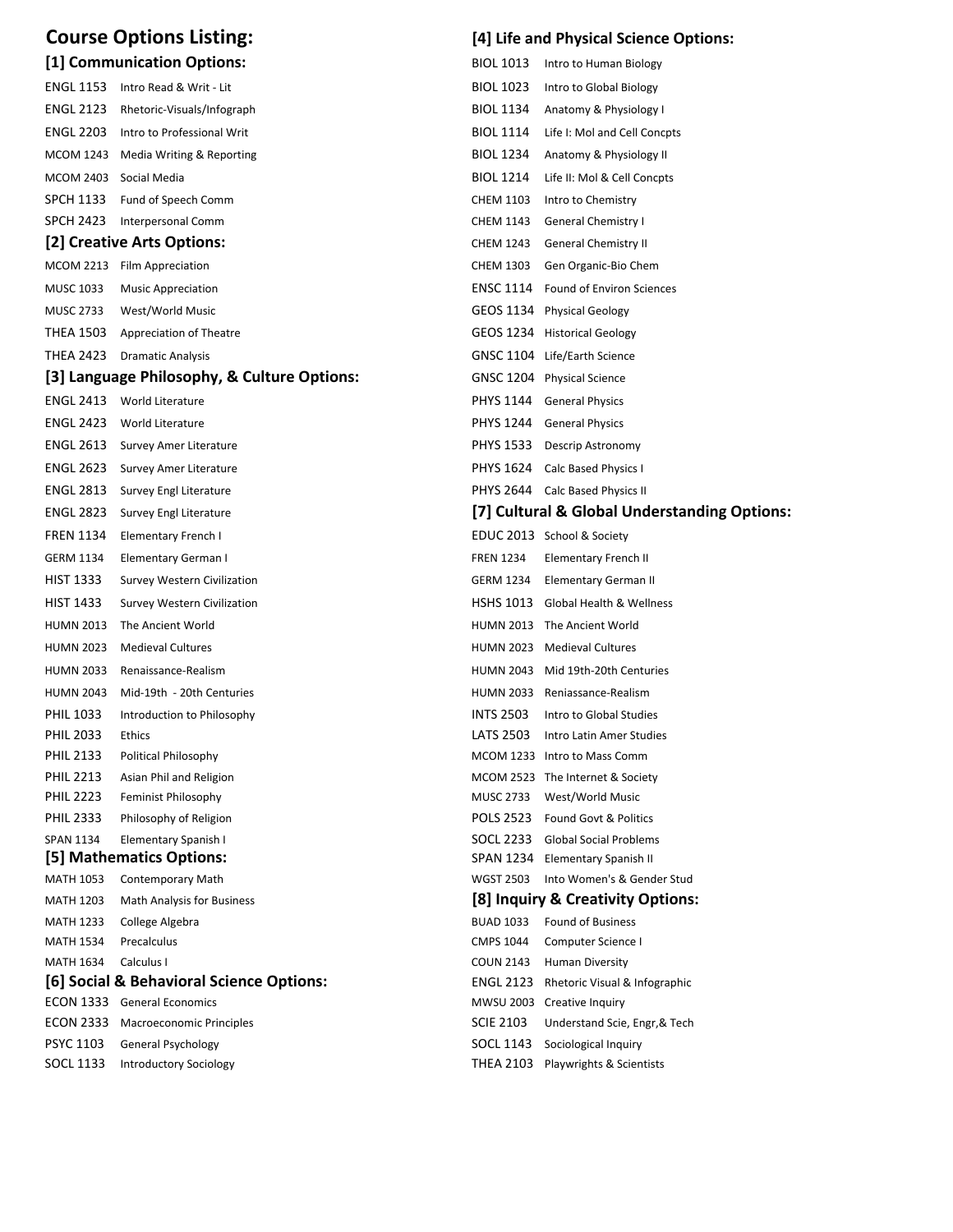# Course Options Listing:

### [1] Communication Options:

| | |
|---|---|
| ENGL 1153 | Intro Read & Writ - Lit |
| ENGL 2123 | Rhetoric-Visuals/Infograph |
| ENGL 2203 | Intro to Professional Writ |
| MCOM 1243 | Media Writing & Reporting |
| MCOM 2403 | Social Media |
| SPCH 1133 | Fund of Speech Comm |
| SPCH 2423 | Interpersonal Comm |

### [2] Creative Arts Options:

| | |
|---|---|
| MCOM 2213 | Film Appreciation |
| MUSC 1033 | Music Appreciation |
| MUSC 2733 | West/World Music |
| THEA 1503 | Appreciation of Theatre |
| THEA 2423 | Dramatic Analysis |

### [3] Language Philosophy, & Culture Options:

| | |
|---|---|
| ENGL 2413 | World Literature |
| ENGL 2423 | World Literature |
| ENGL 2613 | Survey Amer Literature |
| ENGL 2623 | Survey Amer Literature |
| ENGL 2813 | Survey Engl Literature |
| ENGL 2823 | Survey Engl Literature |
| FREN 1134 | Elementary French I |
| GERM 1134 | Elementary German I |
| HIST 1333 | Survey Western Civilization |
| HIST 1433 | Survey Western Civilization |
| HUMN 2013 | The Ancient World |
| HUMN 2023 | Medieval Cultures |
| HUMN 2033 | Renaissance-Realism |
| HUMN 2043 | Mid-19th - 20th Centuries |
| PHIL 1033 | Introduction to Philosophy |
| PHIL 2033 | Ethics |
| PHIL 2133 | Political Philosophy |
| PHIL 2213 | Asian Phil and Religion |
| PHIL 2223 | Feminist Philosophy |
| PHIL 2333 | Philosophy of Religion |
| SPAN 1134 | Elementary Spanish I |

### [5] Mathematics Options:

| | |
|---|---|
| MATH 1053 | Contemporary Math |
| MATH 1203 | Math Analysis for Business |
| MATH 1233 | College Algebra |
| MATH 1534 | Precalculus |
| MATH 1634 | Calculus I |

### [6] Social & Behavioral Science Options:

| | |
|---|---|
| ECON 1333 | General Economics |
| ECON 2333 | Macroeconomic Principles |
| PSYC 1103 | General Psychology |
| SOCL 1133 | Introductory Sociology |

### [4] Life and Physical Science Options:

| | |
|---|---|
| BIOL 1013 | Intro to Human Biology |
| BIOL 1023 | Intro to Global Biology |
| BIOL 1134 | Anatomy & Physiology I |
| BIOL 1114 | Life I: Mol and Cell Concpts |
| BIOL 1234 | Anatomy & Physiology II |
| BIOL 1214 | Life II: Mol & Cell Concpts |
| CHEM 1103 | Intro to Chemistry |
| CHEM 1143 | General Chemistry I |
| CHEM 1243 | General Chemistry II |
| CHEM 1303 | Gen Organic-Bio Chem |
| ENSC 1114 | Found of Environ Sciences |
| GEOS 1134 | Physical Geology |
| GEOS 1234 | Historical Geology |
| GNSC 1104 | Life/Earth Science |
| GNSC 1204 | Physical Science |
| PHYS 1144 | General Physics |
| PHYS 1244 | General Physics |
| PHYS 1533 | Descrip Astronomy |
| PHYS 1624 | Calc Based Physics I |
| PHYS 2644 | Calc Based Physics II |

### [7] Cultural & Global Understanding Options:

| | |
|---|---|
| EDUC 2013 | School & Society |
| FREN 1234 | Elementary French II |
| GERM 1234 | Elementary German II |
| HSHS 1013 | Global Health & Wellness |
| HUMN 2013 | The Ancient World |
| HUMN 2023 | Medieval Cultures |
| HUMN 2043 | Mid 19th-20th Centuries |
| HUMN 2033 | Reniassance-Realism |
| INTS 2503 | Intro to Global Studies |
| LATS 2503 | Intro Latin Amer Studies |
| MCOM 1233 | Intro to Mass Comm |
| MCOM 2523 | The Internet & Society |
| MUSC 2733 | West/World Music |
| POLS 2523 | Found Govt & Politics |
| SOCL 2233 | Global Social Problems |
| SPAN 1234 | Elementary Spanish II |
| WGST 2503 | Into Women's & Gender Stud |

### [8] Inquiry & Creativity Options:

| | |
|---|---|
| BUAD 1033 | Found of Business |
| CMPS 1044 | Computer Science I |
| COUN 2143 | Human Diversity |
| ENGL 2123 | Rhetoric Visual & Infographic |
| MWSU 2003 | Creative Inquiry |
| SCIE 2103 | Understand Scie, Engr,& Tech |
| SOCL 1143 | Sociological Inquiry |
| THEA 2103 | Playwrights & Scientists |